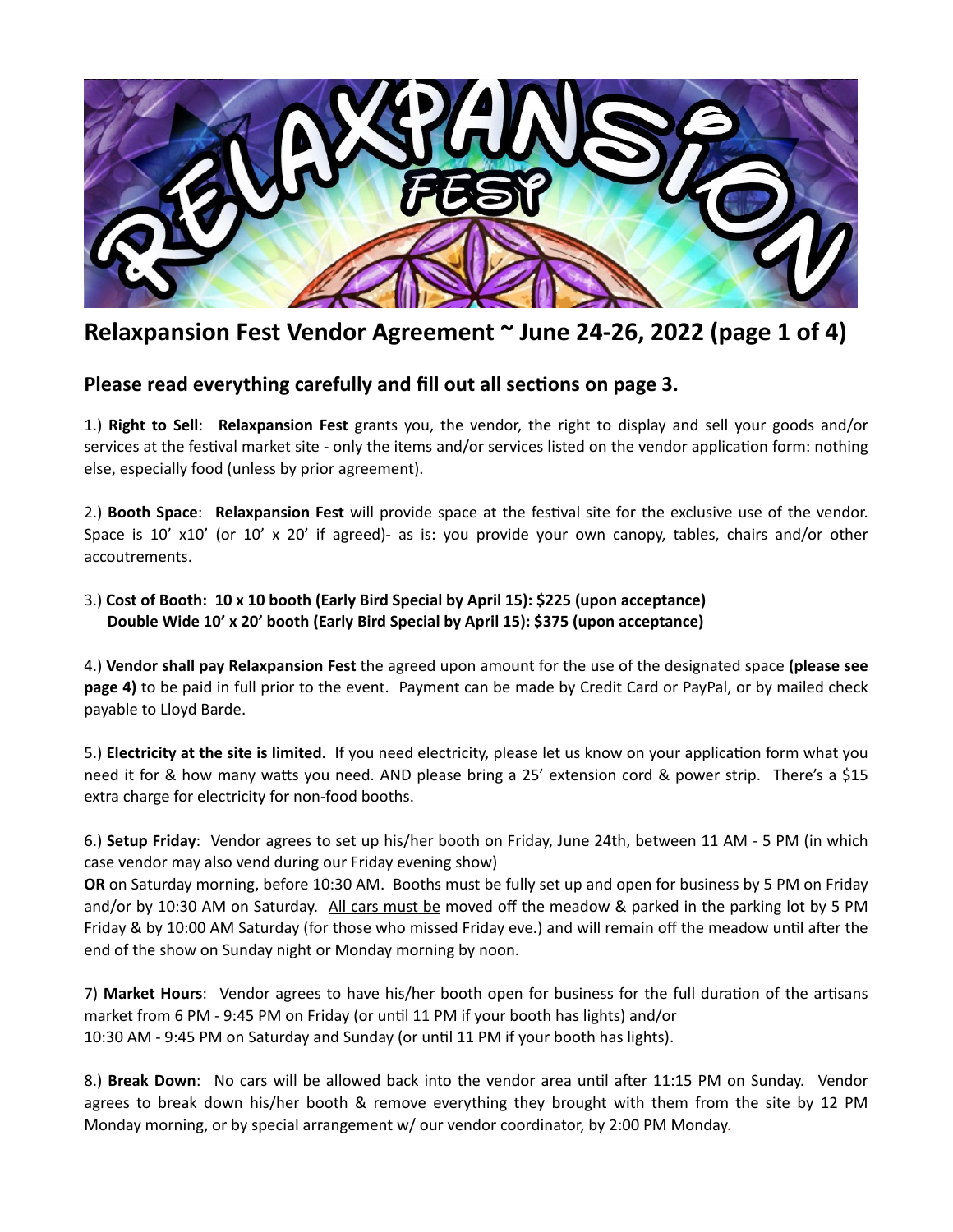## Relaxpansion Fest Vendor Agreement ~ June 24-26, 2022 (page 1 of 4)

### Please read everything carefully and fill out all sections on page 3.

1.) **Right to Sell**: **Relaxpansion Fest** grants you, the vendor, the right to display and sell your goods and/or services at the festival market site - only the items and/or services listed on the vendor application form: nothing else, especially food (unless by prior agreement).

2.) **Booth Space**: **Relaxpansion Fest** will provide space at the festival site for the exclusive use of the vendor. Space is 10' x10' (or 10' x 20' if agreed)- as is: you provide your own canopy, tables, chairs and/or other accoutrements.

3.) **Cost of Booth: 10 x 10 booth (Early Bird Special by April 15): $225 (upon acceptance)**
**Double Wide 10' x 20' booth (Early Bird Special by April 15): $375 (upon acceptance)**

4.) **Vendor shall pay Relaxpansion Fest** the agreed upon amount for the use of the designated space **(please see page 4)** to be paid in full prior to the event. Payment can be made by Credit Card or PayPal, or by mailed check payable to Lloyd Barde.

5.) **Electricity at the site is limited**. If you need electricity, please let us know on your application form what you need it for & how many watts you need. AND please bring a 25' extension cord & power strip. There's a $15 extra charge for electricity for non-food booths.

6.) **Setup Friday**: Vendor agrees to set up his/her booth on Friday, June 24th, between 11 AM - 5 PM (in which case vendor may also vend during our Friday evening show)
**OR** on Saturday morning, before 10:30 AM. Booths must be fully set up and open for business by 5 PM on Friday and/or by 10:30 AM on Saturday. All cars must be moved off the meadow & parked in the parking lot by 5 PM Friday & by 10:00 AM Saturday (for those who missed Friday eve.) and will remain off the meadow until after the end of the show on Sunday night or Monday morning by noon.

7) **Market Hours**: Vendor agrees to have his/her booth open for business for the full duration of the artisans market from 6 PM - 9:45 PM on Friday (or until 11 PM if your booth has lights) and/or
10:30 AM - 9:45 PM on Saturday and Sunday (or until 11 PM if your booth has lights).

8.) **Break Down**: No cars will be allowed back into the vendor area until after 11:15 PM on Sunday. Vendor agrees to break down his/her booth & remove everything they brought with them from the site by 12 PM Monday morning, or by special arrangement w/ our vendor coordinator, by 2:00 PM Monday.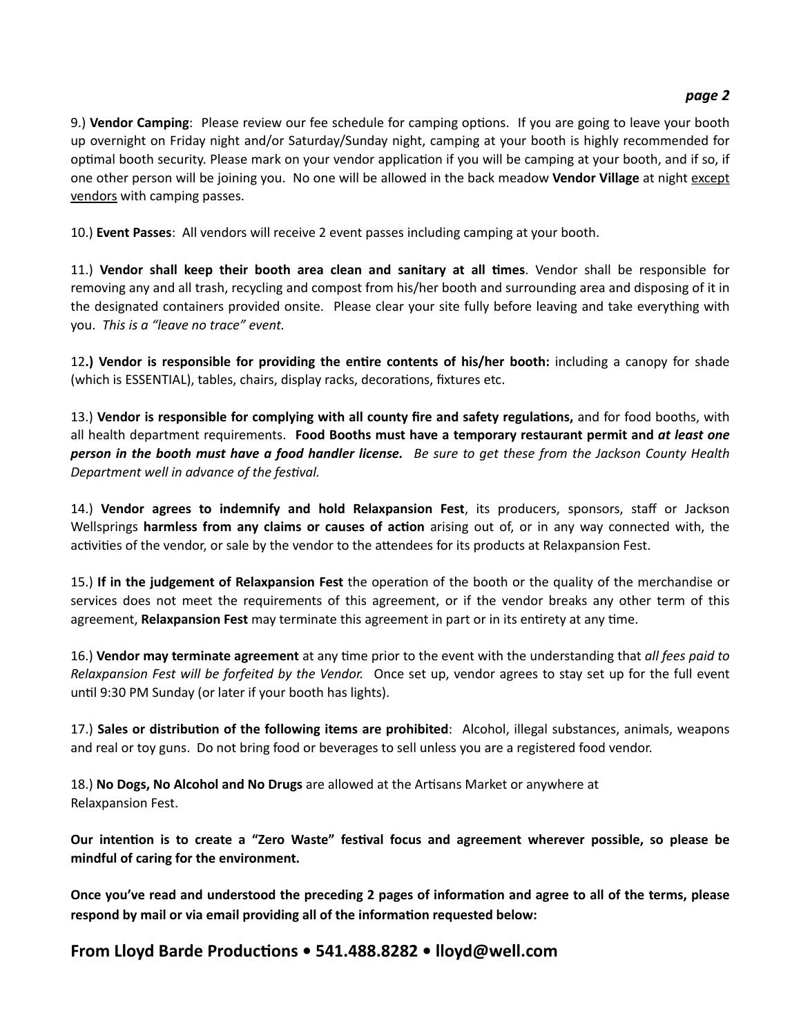9.) **Vendor Camping**: Please review our fee schedule for camping options. If you are going to leave your booth up overnight on Friday night and/or Saturday/Sunday night, camping at your booth is highly recommended for optimal booth security. Please mark on your vendor application if you will be camping at your booth, and if so, if one other person will be joining you. No one will be allowed in the back meadow **Vendor Village** at night except vendors with camping passes.

10.) **Event Passes**: All vendors will receive 2 event passes including camping at your booth.

11.) **Vendor shall keep their booth area clean and sanitary at all times**. Vendor shall be responsible for removing any and all trash, recycling and compost from his/her booth and surrounding area and disposing of it in the designated containers provided onsite. Please clear your site fully before leaving and take everything with you. *This is a "leave no trace" event.*

12**.) Vendor is responsible for providing the entire contents of his/her booth:** including a canopy for shade (which is ESSENTIAL), tables, chairs, display racks, decorations, fixtures etc.

13.) **Vendor is responsible for complying with all county fire and safety regulations,** and for food booths, with all health department requirements. **Food Booths must have a temporary restaurant permit and *at least one person in the booth must have a food handler license.*** *Be sure to get these from the Jackson County Health Department well in advance of the festival.*

14.) **Vendor agrees to indemnify and hold Relaxpansion Fest**, its producers, sponsors, staff or Jackson Wellsprings **harmless from any claims or causes of action** arising out of, or in any way connected with, the activities of the vendor, or sale by the vendor to the attendees for its products at Relaxpansion Fest.

15.) **If in the judgement of Relaxpansion Fest** the operation of the booth or the quality of the merchandise or services does not meet the requirements of this agreement, or if the vendor breaks any other term of this agreement, **Relaxpansion Fest** may terminate this agreement in part or in its entirety at any time.

16.) **Vendor may terminate agreement** at any time prior to the event with the understanding that *all fees paid to Relaxpansion Fest will be forfeited by the Vendor.* Once set up, vendor agrees to stay set up for the full event until 9:30 PM Sunday (or later if your booth has lights).

17.) **Sales or distribution of the following items are prohibited**: Alcohol, illegal substances, animals, weapons and real or toy guns. Do not bring food or beverages to sell unless you are a registered food vendor.

18.) **No Dogs, No Alcohol and No Drugs** are allowed at the Artisans Market or anywhere at Relaxpansion Fest.

**Our intention is to create a "Zero Waste" festival focus and agreement wherever possible, so please be mindful of caring for the environment.**

**Once you've read and understood the preceding 2 pages of information and agree to all of the terms, please respond by mail or via email providing all of the information requested below:**

## From Lloyd Barde Productions • 541.488.8282 • lloyd@well.com